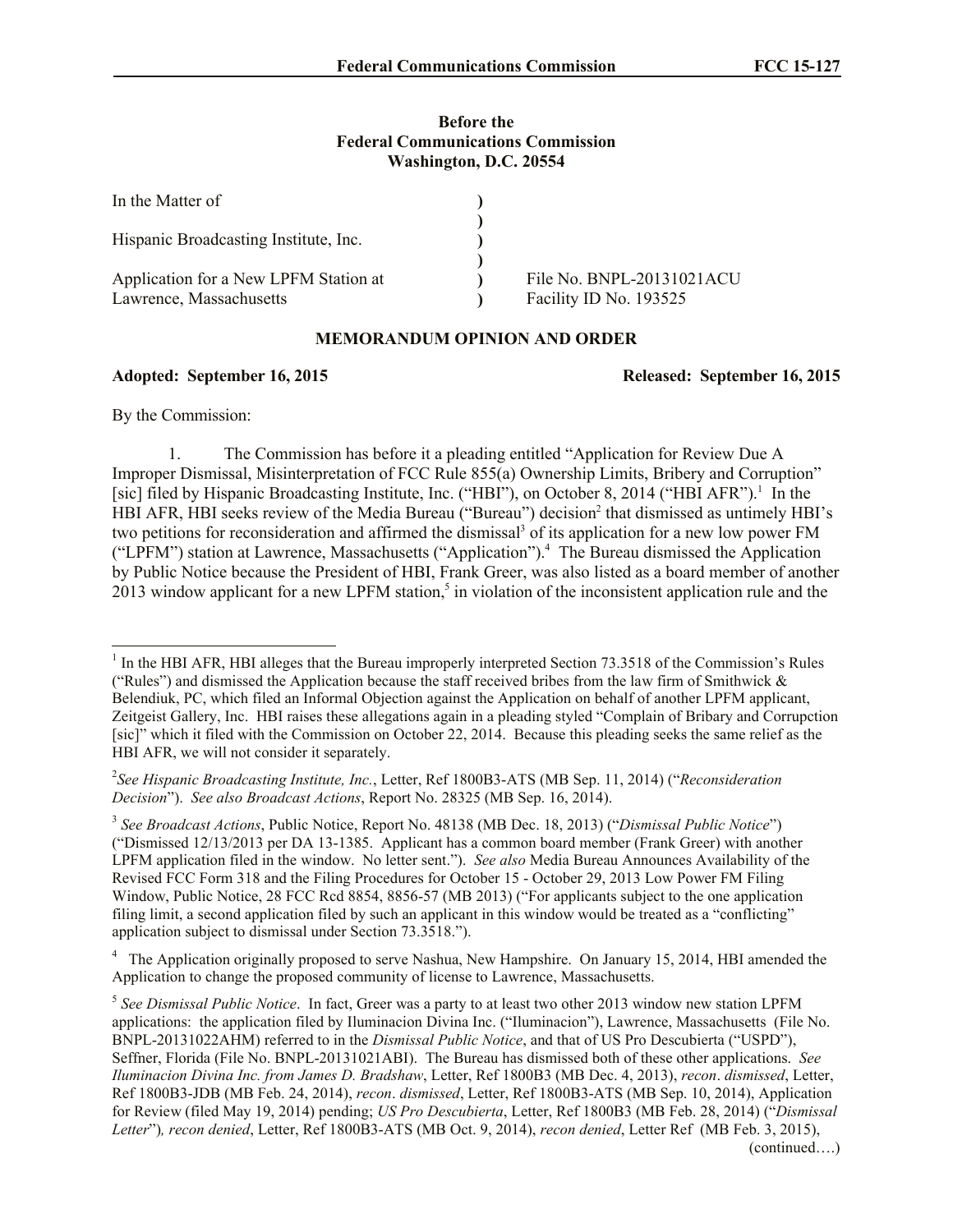**Before the**
**Federal Communications Commission**
**Washington, D.C. 20554**

| In the Matter of | ) | |
|---|---|---|
| | ) | |
| Hispanic Broadcasting Institute, Inc. | ) | |
| | ) | |
| Application for a New LPFM Station at | ) | File No. BNPL-20131021ACU |
| Lawrence, Massachusetts | ) | Facility ID No. 193525 |

**MEMORANDUM OPINION AND ORDER**

**Adopted: September 16, 2015** **Released: September 16, 2015**

By the Commission:

1. The Commission has before it a pleading entitled "Application for Review Due A Improper Dismissal, Misinterpretation of FCC Rule 855(a) Ownership Limits, Bribery and Corruption" [sic] filed by Hispanic Broadcasting Institute, Inc. ("HBI"), on October 8, 2014 ("HBI AFR").[1] In the HBI AFR, HBI seeks review of the Media Bureau ("Bureau") decision[2] that dismissed as untimely HBI's two petitions for reconsideration and affirmed the dismissal[3] of its application for a new low power FM ("LPFM") station at Lawrence, Massachusetts ("Application").[4] The Bureau dismissed the Application by Public Notice because the President of HBI, Frank Greer, was also listed as a board member of another 2013 window applicant for a new LPFM station,[5] in violation of the inconsistent application rule and the

---

[1] In the HBI AFR, HBI alleges that the Bureau improperly interpreted Section 73.3518 of the Commission's Rules ("Rules") and dismissed the Application because the staff received bribes from the law firm of Smithwick & Belendiuk, PC, which filed an Informal Objection against the Application on behalf of another LPFM applicant, Zeitgeist Gallery, Inc. HBI raises these allegations again in a pleading styled "Complain of Bribary and Corrupction [sic]" which it filed with the Commission on October 22, 2014. Because this pleading seeks the same relief as the HBI AFR, we will not consider it separately.

[2] *See Hispanic Broadcasting Institute, Inc.*, Letter, Ref 1800B3-ATS (MB Sep. 11, 2014) ("*Reconsideration Decision*"). *See also Broadcast Actions*, Report No. 28325 (MB Sep. 16, 2014).

[3] *See Broadcast Actions*, Public Notice, Report No. 48138 (MB Dec. 18, 2013) ("*Dismissal Public Notice*") ("Dismissed 12/13/2013 per DA 13-1385. Applicant has a common board member (Frank Greer) with another LPFM application filed in the window. No letter sent."). *See also* Media Bureau Announces Availability of the Revised FCC Form 318 and the Filing Procedures for October 15 - October 29, 2013 Low Power FM Filing Window, Public Notice, 28 FCC Rcd 8854, 8856-57 (MB 2013) ("For applicants subject to the one application filing limit, a second application filed by such an applicant in this window would be treated as a "conflicting" application subject to dismissal under Section 73.3518.").

[4] The Application originally proposed to serve Nashua, New Hampshire. On January 15, 2014, HBI amended the Application to change the proposed community of license to Lawrence, Massachusetts.

[5] *See Dismissal Public Notice*. In fact, Greer was a party to at least two other 2013 window new station LPFM applications: the application filed by Iluminacion Divina Inc. ("Iluminacion"), Lawrence, Massachusetts (File No. BNPL-20131022AHM) referred to in the *Dismissal Public Notice*, and that of US Pro Descubierta ("USPD"), Seffner, Florida (File No. BNPL-20131021ABI). The Bureau has dismissed both of these other applications. *See Iluminacion Divina Inc. from James D. Bradshaw*, Letter, Ref 1800B3 (MB Dec. 4, 2013), *recon*. *dismissed*, Letter, Ref 1800B3-JDB (MB Feb. 24, 2014), *recon*. *dismissed*, Letter, Ref 1800B3-ATS (MB Sep. 10, 2014), Application for Review (filed May 19, 2014) pending; *US Pro Descubierta*, Letter, Ref 1800B3 (MB Feb. 28, 2014) ("*Dismissal Letter*")*, recon denied*, Letter, Ref 1800B3-ATS (MB Oct. 9, 2014), *recon denied*, Letter Ref (MB Feb. 3, 2015),

(continued….)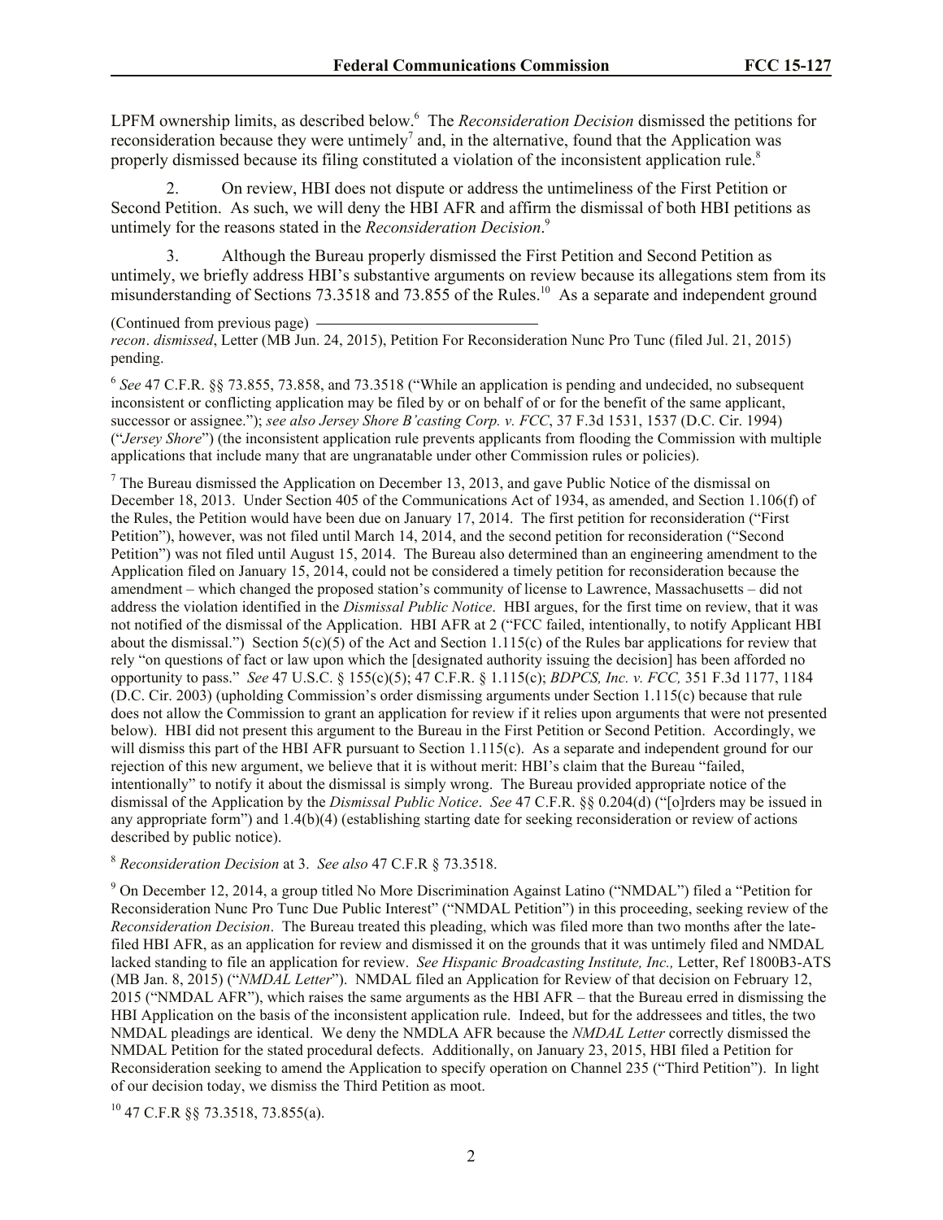LPFM ownership limits, as described below.[6] The *Reconsideration Decision* dismissed the petitions for reconsideration because they were untimely[7] and, in the alternative, found that the Application was properly dismissed because its filing constituted a violation of the inconsistent application rule.[8]

2. On review, HBI does not dispute or address the untimeliness of the First Petition or Second Petition. As such, we will deny the HBI AFR and affirm the dismissal of both HBI petitions as untimely for the reasons stated in the *Reconsideration Decision*.[9]

3. Although the Bureau properly dismissed the First Petition and Second Petition as untimely, we briefly address HBI's substantive arguments on review because its allegations stem from its misunderstanding of Sections 73.3518 and 73.855 of the Rules.[10] As a separate and independent ground

(Continued from previous page)

*recon*. *dismissed*, Letter (MB Jun. 24, 2015), Petition For Reconsideration Nunc Pro Tunc (filed Jul. 21, 2015) pending.

[6] *See* 47 C.F.R. §§ 73.855, 73.858, and 73.3518 ("While an application is pending and undecided, no subsequent inconsistent or conflicting application may be filed by or on behalf of or for the benefit of the same applicant, successor or assignee."); *see also Jersey Shore B'casting Corp. v. FCC*, 37 F.3d 1531, 1537 (D.C. Cir. 1994) ("*Jersey Shore*") (the inconsistent application rule prevents applicants from flooding the Commission with multiple applications that include many that are ungranatable under other Commission rules or policies).

[7] The Bureau dismissed the Application on December 13, 2013, and gave Public Notice of the dismissal on December 18, 2013. Under Section 405 of the Communications Act of 1934, as amended, and Section 1.106(f) of the Rules, the Petition would have been due on January 17, 2014. The first petition for reconsideration ("First Petition"), however, was not filed until March 14, 2014, and the second petition for reconsideration ("Second Petition") was not filed until August 15, 2014. The Bureau also determined than an engineering amendment to the Application filed on January 15, 2014, could not be considered a timely petition for reconsideration because the amendment – which changed the proposed station's community of license to Lawrence, Massachusetts – did not address the violation identified in the *Dismissal Public Notice*. HBI argues, for the first time on review, that it was not notified of the dismissal of the Application. HBI AFR at 2 ("FCC failed, intentionally, to notify Applicant HBI about the dismissal.") Section 5(c)(5) of the Act and Section 1.115(c) of the Rules bar applications for review that rely "on questions of fact or law upon which the [designated authority issuing the decision] has been afforded no opportunity to pass." *See* 47 U.S.C. § 155(c)(5); 47 C.F.R. § 1.115(c); *BDPCS, Inc. v. FCC,* 351 F.3d 1177, 1184 (D.C. Cir. 2003) (upholding Commission's order dismissing arguments under Section 1.115(c) because that rule does not allow the Commission to grant an application for review if it relies upon arguments that were not presented below). HBI did not present this argument to the Bureau in the First Petition or Second Petition. Accordingly, we will dismiss this part of the HBI AFR pursuant to Section 1.115(c). As a separate and independent ground for our rejection of this new argument, we believe that it is without merit: HBI's claim that the Bureau "failed, intentionally" to notify it about the dismissal is simply wrong. The Bureau provided appropriate notice of the dismissal of the Application by the *Dismissal Public Notice*. *See* 47 C.F.R. §§ 0.204(d) ("[o]rders may be issued in any appropriate form") and 1.4(b)(4) (establishing starting date for seeking reconsideration or review of actions described by public notice).

[8] *Reconsideration Decision* at 3. *See also* 47 C.F.R § 73.3518.

[9] On December 12, 2014, a group titled No More Discrimination Against Latino ("NMDAL") filed a "Petition for Reconsideration Nunc Pro Tunc Due Public Interest" ("NMDAL Petition") in this proceeding, seeking review of the *Reconsideration Decision*. The Bureau treated this pleading, which was filed more than two months after the late-filed HBI AFR, as an application for review and dismissed it on the grounds that it was untimely filed and NMDAL lacked standing to file an application for review. *See Hispanic Broadcasting Institute, Inc.,* Letter, Ref 1800B3-ATS (MB Jan. 8, 2015) ("*NMDAL Letter*"). NMDAL filed an Application for Review of that decision on February 12, 2015 ("NMDAL AFR"), which raises the same arguments as the HBI AFR – that the Bureau erred in dismissing the HBI Application on the basis of the inconsistent application rule. Indeed, but for the addressees and titles, the two NMDAL pleadings are identical. We deny the NMDLA AFR because the *NMDAL Letter* correctly dismissed the NMDAL Petition for the stated procedural defects. Additionally, on January 23, 2015, HBI filed a Petition for Reconsideration seeking to amend the Application to specify operation on Channel 235 ("Third Petition"). In light of our decision today, we dismiss the Third Petition as moot.

[10] 47 C.F.R §§ 73.3518, 73.855(a).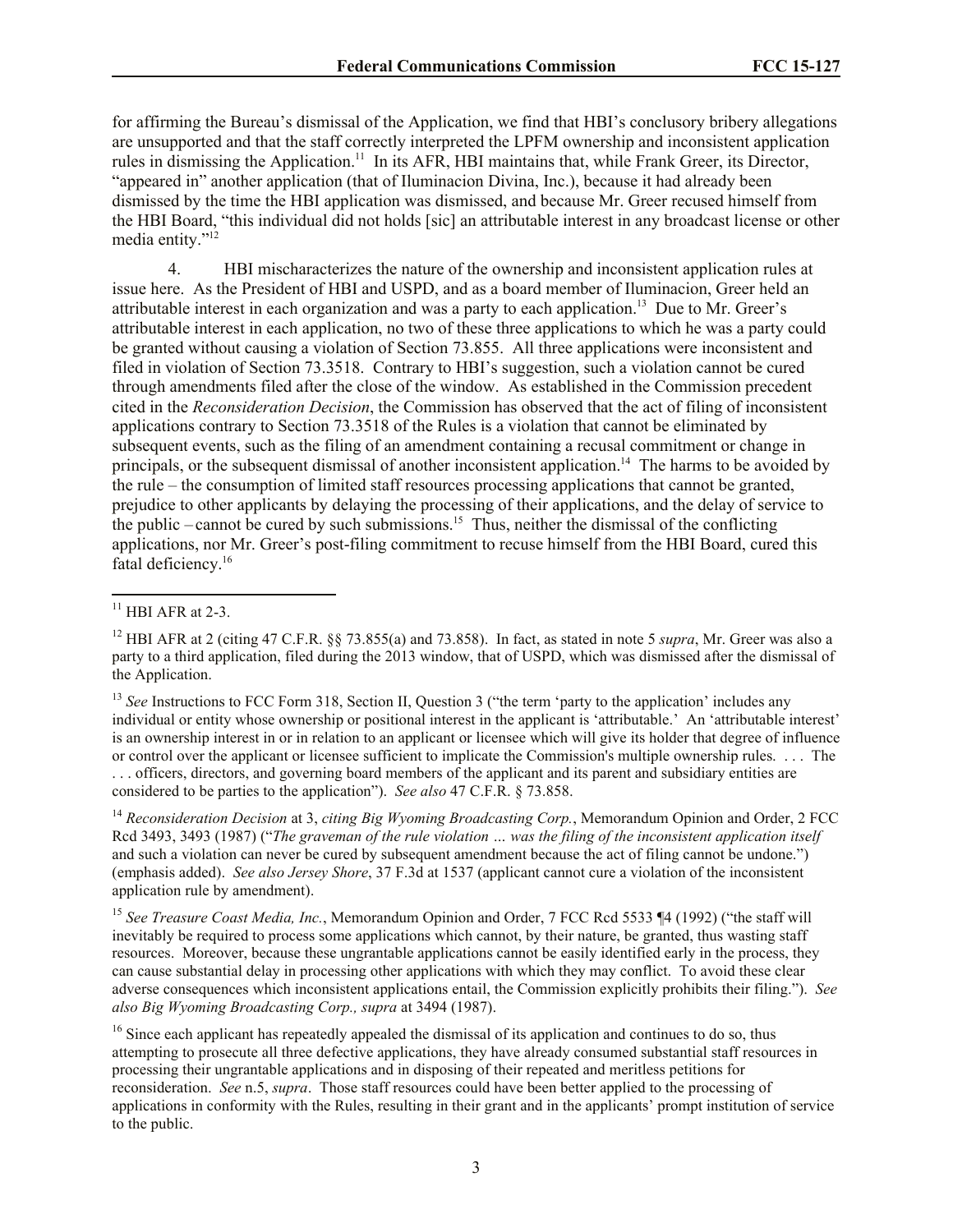for affirming the Bureau's dismissal of the Application, we find that HBI's conclusory bribery allegations are unsupported and that the staff correctly interpreted the LPFM ownership and inconsistent application rules in dismissing the Application.[11] In its AFR, HBI maintains that, while Frank Greer, its Director, "appeared in" another application (that of Iluminacion Divina, Inc.), because it had already been dismissed by the time the HBI application was dismissed, and because Mr. Greer recused himself from the HBI Board, "this individual did not holds [sic] an attributable interest in any broadcast license or other media entity."[12]

4. HBI mischaracterizes the nature of the ownership and inconsistent application rules at issue here. As the President of HBI and USPD, and as a board member of Iluminacion, Greer held an attributable interest in each organization and was a party to each application.[13] Due to Mr. Greer's attributable interest in each application, no two of these three applications to which he was a party could be granted without causing a violation of Section 73.855. All three applications were inconsistent and filed in violation of Section 73.3518. Contrary to HBI's suggestion, such a violation cannot be cured through amendments filed after the close of the window. As established in the Commission precedent cited in the *Reconsideration Decision*, the Commission has observed that the act of filing of inconsistent applications contrary to Section 73.3518 of the Rules is a violation that cannot be eliminated by subsequent events, such as the filing of an amendment containing a recusal commitment or change in principals, or the subsequent dismissal of another inconsistent application.[14] The harms to be avoided by the rule – the consumption of limited staff resources processing applications that cannot be granted, prejudice to other applicants by delaying the processing of their applications, and the delay of service to the public – cannot be cured by such submissions.[15] Thus, neither the dismissal of the conflicting applications, nor Mr. Greer's post-filing commitment to recuse himself from the HBI Board, cured this fatal deficiency.[16]

---

[11] HBI AFR at 2-3.

[12] HBI AFR at 2 (citing 47 C.F.R. §§ 73.855(a) and 73.858). In fact, as stated in note 5 *supra*, Mr. Greer was also a party to a third application, filed during the 2013 window, that of USPD, which was dismissed after the dismissal of the Application.

[13] *See* Instructions to FCC Form 318, Section II, Question 3 ("the term 'party to the application' includes any individual or entity whose ownership or positional interest in the applicant is 'attributable.' An 'attributable interest' is an ownership interest in or in relation to an applicant or licensee which will give its holder that degree of influence or control over the applicant or licensee sufficient to implicate the Commission's multiple ownership rules. . . . The . . . officers, directors, and governing board members of the applicant and its parent and subsidiary entities are considered to be parties to the application"). *See also* 47 C.F.R. § 73.858.

[14] *Reconsideration Decision* at 3, *citing Big Wyoming Broadcasting Corp.*, Memorandum Opinion and Order, 2 FCC Rcd 3493, 3493 (1987) ("*The graveman of the rule violation … was the filing of the inconsistent application itself* and such a violation can never be cured by subsequent amendment because the act of filing cannot be undone.") (emphasis added). *See also Jersey Shore*, 37 F.3d at 1537 (applicant cannot cure a violation of the inconsistent application rule by amendment).

[15] *See Treasure Coast Media, Inc.*, Memorandum Opinion and Order, 7 FCC Rcd 5533 ¶4 (1992) ("the staff will inevitably be required to process some applications which cannot, by their nature, be granted, thus wasting staff resources. Moreover, because these ungrantable applications cannot be easily identified early in the process, they can cause substantial delay in processing other applications with which they may conflict. To avoid these clear adverse consequences which inconsistent applications entail, the Commission explicitly prohibits their filing."). *See also Big Wyoming Broadcasting Corp., supra* at 3494 (1987).

[16] Since each applicant has repeatedly appealed the dismissal of its application and continues to do so, thus attempting to prosecute all three defective applications, they have already consumed substantial staff resources in processing their ungrantable applications and in disposing of their repeated and meritless petitions for reconsideration. *See* n.5, *supra*. Those staff resources could have been better applied to the processing of applications in conformity with the Rules, resulting in their grant and in the applicants' prompt institution of service to the public.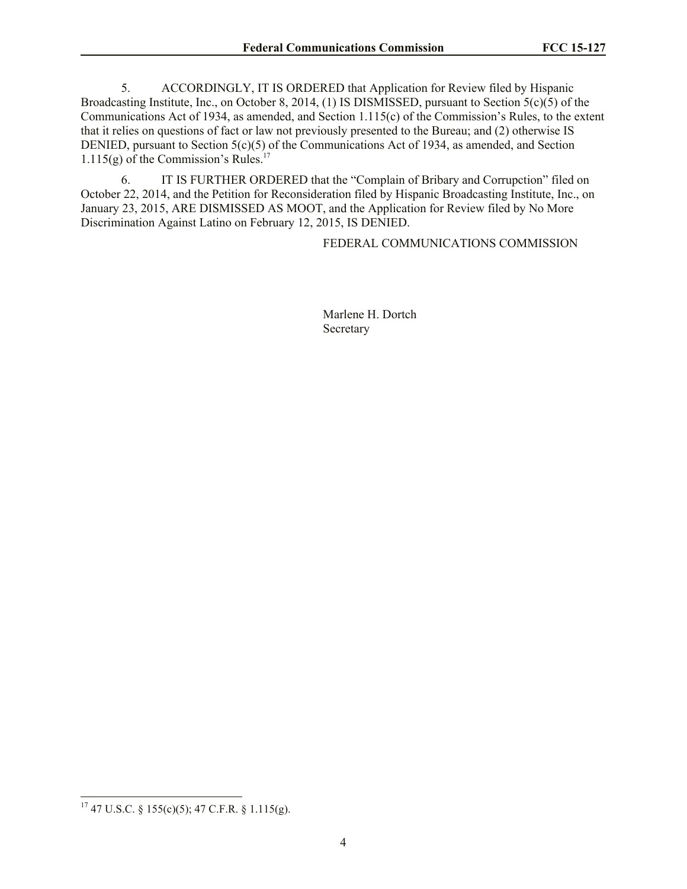5. ACCORDINGLY, IT IS ORDERED that Application for Review filed by Hispanic Broadcasting Institute, Inc., on October 8, 2014, (1) IS DISMISSED, pursuant to Section 5(c)(5) of the Communications Act of 1934, as amended, and Section 1.115(c) of the Commission's Rules, to the extent that it relies on questions of fact or law not previously presented to the Bureau; and (2) otherwise IS DENIED, pursuant to Section 5(c)(5) of the Communications Act of 1934, as amended, and Section 1.115(g) of the Commission's Rules.[17]

6. IT IS FURTHER ORDERED that the "Complain of Bribary and Corrupction" filed on October 22, 2014, and the Petition for Reconsideration filed by Hispanic Broadcasting Institute, Inc., on January 23, 2015, ARE DISMISSED AS MOOT, and the Application for Review filed by No More Discrimination Against Latino on February 12, 2015, IS DENIED.

FEDERAL COMMUNICATIONS COMMISSION

Marlene H. Dortch
Secretary

---

[17] 47 U.S.C. § 155(c)(5); 47 C.F.R. § 1.115(g).